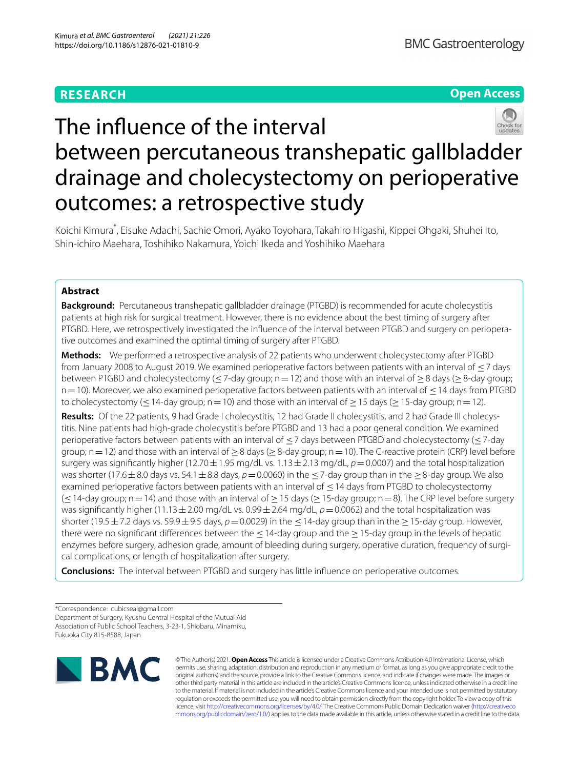RESEARCH

Open Access

# The influence of the interval between percutaneous transhepatic gallbladder drainage and cholecystectomy on perioperative outcomes: a retrospective study

Koichi Kimura*, Eisuke Adachi, Sachie Omori, Ayako Toyohara, Takahiro Higashi, Kippei Ohgaki, Shuhei Ito, Shin-ichiro Maehara, Toshihiko Nakamura, Yoichi Ikeda and Yoshihiko Maehara

## Abstract

**Background:** Percutaneous transhepatic gallbladder drainage (PTGBD) is recommended for acute cholecystitis patients at high risk for surgical treatment. However, there is no evidence about the best timing of surgery after PTGBD. Here, we retrospectively investigated the influence of the interval between PTGBD and surgery on perioperative outcomes and examined the optimal timing of surgery after PTGBD.

**Methods:** We performed a retrospective analysis of 22 patients who underwent cholecystectomy after PTGBD from January 2008 to August 2019. We examined perioperative factors between patients with an interval of ≤ 7 days between PTGBD and cholecystectomy (≤ 7-day group; n = 12) and those with an interval of ≥ 8 days (≥ 8-day group; n = 10). Moreover, we also examined perioperative factors between patients with an interval of ≤ 14 days from PTGBD to cholecystectomy (≤ 14-day group; n = 10) and those with an interval of ≥ 15 days (≥ 15-day group; n = 12).

**Results:** Of the 22 patients, 9 had Grade I cholecystitis, 12 had Grade II cholecystitis, and 2 had Grade III cholecystitis. Nine patients had high-grade cholecystitis before PTGBD and 13 had a poor general condition. We examined perioperative factors between patients with an interval of ≤ 7 days between PTGBD and cholecystectomy (≤ 7-day group; n = 12) and those with an interval of ≥ 8 days (≥ 8-day group; n = 10). The C-reactive protein (CRP) level before surgery was significantly higher (12.70 ± 1.95 mg/dL vs. 1.13 ± 2.13 mg/dL, $p = 0.0007$) and the total hospitalization was shorter (17.6 ± 8.0 days vs. 54.1 ± 8.8 days, $p = 0.0060$) in the ≤ 7-day group than in the ≥ 8-day group. We also examined perioperative factors between patients with an interval of ≤ 14 days from PTGBD to cholecystectomy (≤ 14-day group; n = 14) and those with an interval of ≥ 15 days (≥ 15-day group; n = 8). The CRP level before surgery was significantly higher (11.13 ± 2.00 mg/dL vs. 0.99 ± 2.64 mg/dL, $p = 0.0062$) and the total hospitalization was shorter (19.5 ± 7.2 days vs. 59.9 ± 9.5 days, $p = 0.0029$) in the ≤ 14-day group than in the ≥ 15-day group. However, there were no significant differences between the ≤ 14-day group and the ≥ 15-day group in the levels of hepatic enzymes before surgery, adhesion grade, amount of bleeding during surgery, operative duration, frequency of surgical complications, or length of hospitalization after surgery.

**Conclusions:** The interval between PTGBD and surgery has little influence on perioperative outcomes.

*Correspondence: cubicseal@gmail.com
Department of Surgery, Kyushu Central Hospital of the Mutual Aid Association of Public School Teachers, 3-23-1, Shiobaru, Minamiku, Fukuoka City 815-8588, Japan

© The Author(s) 2021. **Open Access** This article is licensed under a Creative Commons Attribution 4.0 International License, which permits use, sharing, adaptation, distribution and reproduction in any medium or format, as long as you give appropriate credit to the original author(s) and the source, provide a link to the Creative Commons licence, and indicate if changes were made. The images or other third party material in this article are included in the article's Creative Commons licence, unless indicated otherwise in a credit line to the material. If material is not included in the article's Creative Commons licence and your intended use is not permitted by statutory regulation or exceeds the permitted use, you will need to obtain permission directly from the copyright holder. To view a copy of this licence, visit http://creativecommons.org/licenses/by/4.0/. The Creative Commons Public Domain Dedication waiver (http://creativecommons.org/publicdomain/zero/1.0/) applies to the data made available in this article, unless otherwise stated in a credit line to the data.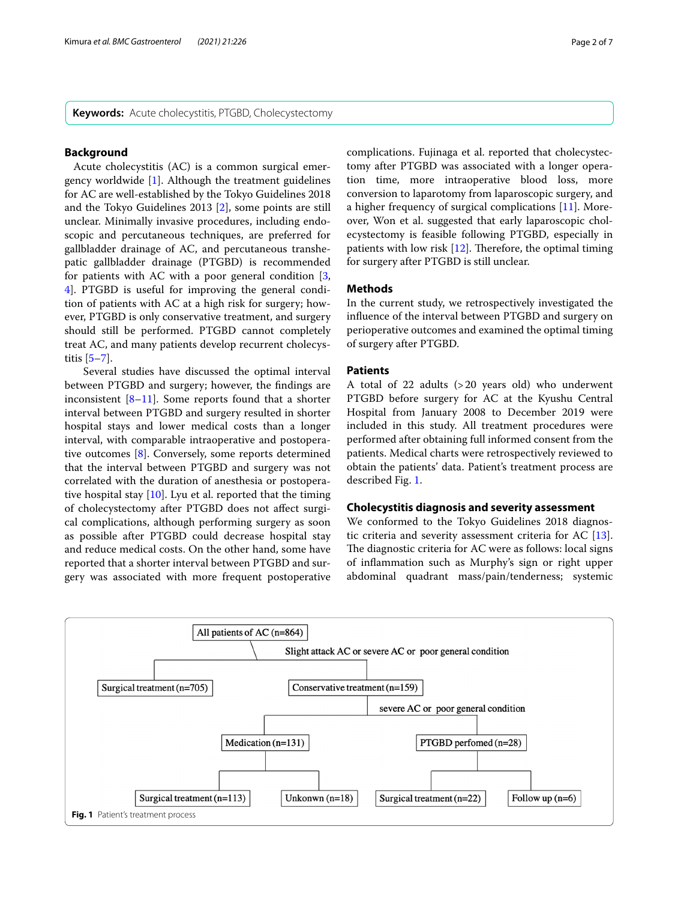**Keywords:** Acute cholecystitis, PTGBD, Cholecystectomy

## Background

Acute cholecystitis (AC) is a common surgical emergency worldwide [1]. Although the treatment guidelines for AC are well-established by the Tokyo Guidelines 2018 and the Tokyo Guidelines 2013 [2], some points are still unclear. Minimally invasive procedures, including endoscopic and percutaneous techniques, are preferred for gallbladder drainage of AC, and percutaneous transhepatic gallbladder drainage (PTGBD) is recommended for patients with AC with a poor general condition [3, 4]. PTGBD is useful for improving the general condition of patients with AC at a high risk for surgery; however, PTGBD is only conservative treatment, and surgery should still be performed. PTGBD cannot completely treat AC, and many patients develop recurrent cholecystitis [5–7].

Several studies have discussed the optimal interval between PTGBD and surgery; however, the findings are inconsistent [8–11]. Some reports found that a shorter interval between PTGBD and surgery resulted in shorter hospital stays and lower medical costs than a longer interval, with comparable intraoperative and postoperative outcomes [8]. Conversely, some reports determined that the interval between PTGBD and surgery was not correlated with the duration of anesthesia or postoperative hospital stay [10]. Lyu et al. reported that the timing of cholecystectomy after PTGBD does not affect surgical complications, although performing surgery as soon as possible after PTGBD could decrease hospital stay and reduce medical costs. On the other hand, some have reported that a shorter interval between PTGBD and surgery was associated with more frequent postoperative complications. Fujinaga et al. reported that cholecystectomy after PTGBD was associated with a longer operation time, more intraoperative blood loss, more conversion to laparotomy from laparoscopic surgery, and a higher frequency of surgical complications [11]. Moreover, Won et al. suggested that early laparoscopic cholecystectomy is feasible following PTGBD, especially in patients with low risk [12]. Therefore, the optimal timing for surgery after PTGBD is still unclear.

## Methods

In the current study, we retrospectively investigated the influence of the interval between PTGBD and surgery on perioperative outcomes and examined the optimal timing of surgery after PTGBD.

### Patients

A total of 22 adults (>20 years old) who underwent PTGBD before surgery for AC at the Kyushu Central Hospital from January 2008 to December 2019 were included in this study. All treatment procedures were performed after obtaining full informed consent from the patients. Medical charts were retrospectively reviewed to obtain the patients' data. Patient's treatment process are described Fig. 1.

### Cholecystitis diagnosis and severity assessment

We conformed to the Tokyo Guidelines 2018 diagnostic criteria and severity assessment criteria for AC [13]. The diagnostic criteria for AC were as follows: local signs of inflammation such as Murphy's sign or right upper abdominal quadrant mass/pain/tenderness; systemic

All patients of AC (n=864) → Slight attack AC or severe AC or poor general condition
- Surgical treatment (n=705)
- Conservative treatment (n=159) → severe AC or poor general condition
  - Medication (n=131)
    - Surgical treatment (n=113)
    - Unkonwn (n=18)
  - PTGBD perfomed (n=28)
    - Surgical treatment (n=22)
    - Follow up (n=6)

**Fig. 1** Patient's treatment process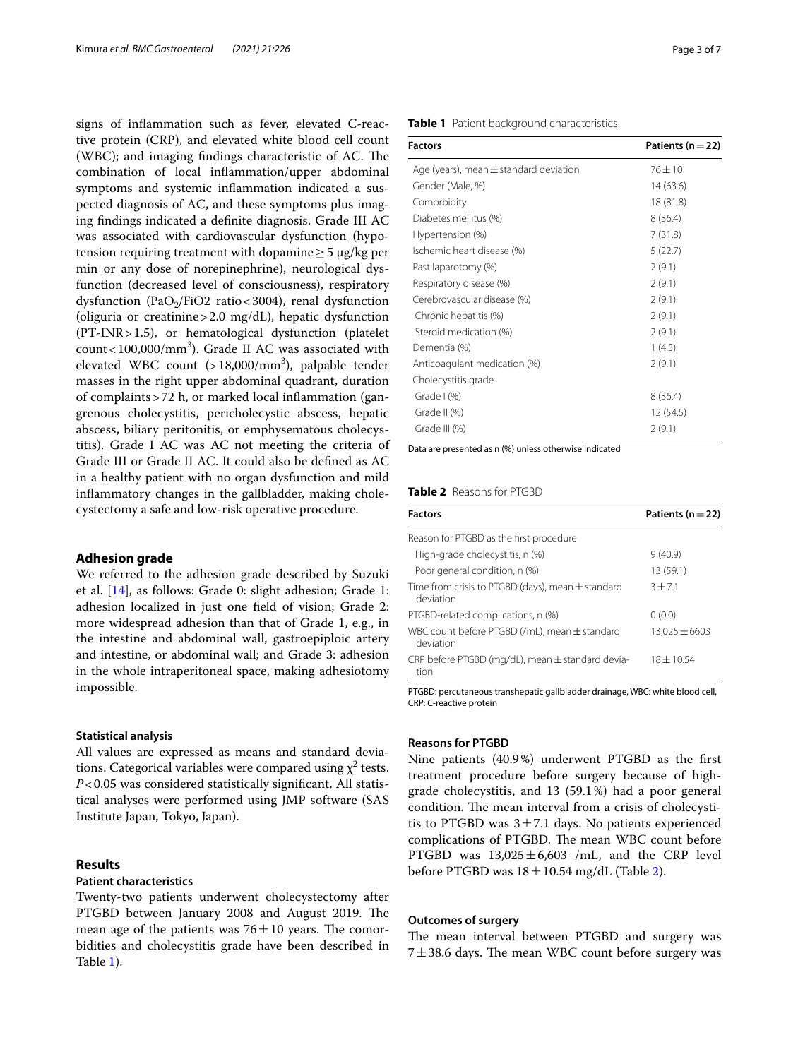signs of inflammation such as fever, elevated C-reactive protein (CRP), and elevated white blood cell count (WBC); and imaging findings characteristic of AC. The combination of local inflammation/upper abdominal symptoms and systemic inflammation indicated a suspected diagnosis of AC, and these symptoms plus imaging findings indicated a definite diagnosis. Grade III AC was associated with cardiovascular dysfunction (hypotension requiring treatment with dopamine ≥ 5 μg/kg per min or any dose of norepinephrine), neurological dysfunction (decreased level of consciousness), respiratory dysfunction ($PaO_2$/FiO2 ratio < 3004), renal dysfunction (oliguria or creatinine > 2.0 mg/dL), hepatic dysfunction (PT-INR > 1.5), or hematological dysfunction (platelet count < 100,000/$mm^3$). Grade II AC was associated with elevated WBC count (> 18,000/$mm^3$), palpable tender masses in the right upper abdominal quadrant, duration of complaints > 72 h, or marked local inflammation (gangrenous cholecystitis, pericholecystic abscess, hepatic abscess, biliary peritonitis, or emphysematous cholecystitis). Grade I AC was AC not meeting the criteria of Grade III or Grade II AC. It could also be defined as AC in a healthy patient with no organ dysfunction and mild inflammatory changes in the gallbladder, making cholecystectomy a safe and low-risk operative procedure.

## Adhesion grade

We referred to the adhesion grade described by Suzuki et al. [14], as follows: Grade 0: slight adhesion; Grade 1: adhesion localized in just one field of vision; Grade 2: more widespread adhesion than that of Grade 1, e.g., in the intestine and abdominal wall, gastroepiploic artery and intestine, or abdominal wall; and Grade 3: adhesion in the whole intraperitoneal space, making adhesiotomy impossible.

### Statistical analysis

All values are expressed as means and standard deviations. Categorical variables were compared using $\chi^2$ tests. $P < 0.05$ was considered statistically significant. All statistical analyses were performed using JMP software (SAS Institute Japan, Tokyo, Japan).

## Results

### Patient characteristics

Twenty-two patients underwent cholecystectomy after PTGBD between January 2008 and August 2019. The mean age of the patients was 76 ± 10 years. The comorbidities and cholecystitis grade have been described in Table 1).

**Table 1** Patient background characteristics

| Factors | Patients (n = 22) |
|---|---|
| Age (years), mean ± standard deviation | 76 ± 10 |
| Gender (Male, %) | 14 (63.6) |
| Comorbidity | 18 (81.8) |
| Diabetes mellitus (%) | 8 (36.4) |
| Hypertension (%) | 7 (31.8) |
| Ischemic heart disease (%) | 5 (22.7) |
| Past laparotomy (%) | 2 (9.1) |
| Respiratory disease (%) | 2 (9.1) |
| Cerebrovascular disease (%) | 2 (9.1) |
| Chronic hepatitis (%) | 2 (9.1) |
| Steroid medication (%) | 2 (9.1) |
| Dementia (%) | 1 (4.5) |
| Anticoagulant medication (%) | 2 (9.1) |
| Cholecystitis grade | |
| Grade I (%) | 8 (36.4) |
| Grade II (%) | 12 (54.5) |
| Grade III (%) | 2 (9.1) |

Data are presented as n (%) unless otherwise indicated

**Table 2** Reasons for PTGBD

| Factors | Patients (n = 22) |
|---|---|
| Reason for PTGBD as the first procedure | |
| High-grade cholecystitis, n (%) | 9 (40.9) |
| Poor general condition, n (%) | 13 (59.1) |
| Time from crisis to PTGBD (days), mean ± standard deviation | 3 ± 7.1 |
| PTGBD-related complications, n (%) | 0 (0.0) |
| WBC count before PTGBD (/mL), mean ± standard deviation | 13,025 ± 6603 |
| CRP before PTGBD (mg/dL), mean ± standard deviation | 18 ± 10.54 |

PTGBD: percutaneous transhepatic gallbladder drainage, WBC: white blood cell, CRP: C-reactive protein

### Reasons for PTGBD

Nine patients (40.9%) underwent PTGBD as the first treatment procedure before surgery because of high-grade cholecystitis, and 13 (59.1%) had a poor general condition. The mean interval from a crisis of cholecystitis to PTGBD was 3 ± 7.1 days. No patients experienced complications of PTGBD. The mean WBC count before PTGBD was 13,025 ± 6,603 /mL, and the CRP level before PTGBD was 18 ± 10.54 mg/dL (Table 2).

### Outcomes of surgery

The mean interval between PTGBD and surgery was 7 ± 38.6 days. The mean WBC count before surgery was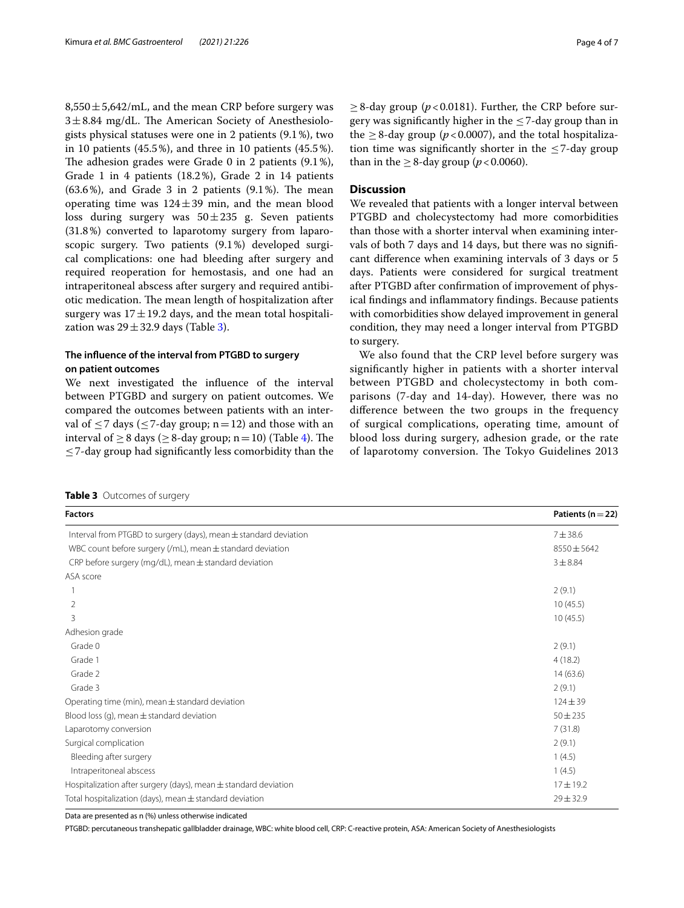8,550 ± 5,642/mL, and the mean CRP before surgery was 3 ± 8.84 mg/dL. The American Society of Anesthesiologists physical statuses were one in 2 patients (9.1%), two in 10 patients (45.5%), and three in 10 patients (45.5%). The adhesion grades were Grade 0 in 2 patients (9.1%), Grade 1 in 4 patients (18.2%), Grade 2 in 14 patients (63.6%), and Grade 3 in 2 patients (9.1%). The mean operating time was 124 ± 39 min, and the mean blood loss during surgery was 50 ± 235 g. Seven patients (31.8%) converted to laparotomy surgery from laparoscopic surgery. Two patients (9.1%) developed surgical complications: one had bleeding after surgery and required reoperation for hemostasis, and one had an intraperitoneal abscess after surgery and required antibiotic medication. The mean length of hospitalization after surgery was 17 ± 19.2 days, and the mean total hospitalization was 29 ± 32.9 days (Table 3).

### The influence of the interval from PTGBD to surgery on patient outcomes

We next investigated the influence of the interval between PTGBD and surgery on patient outcomes. We compared the outcomes between patients with an interval of ≤ 7 days (≤ 7-day group; n = 12) and those with an interval of ≥ 8 days (≥ 8-day group; n = 10) (Table 4). The ≤ 7-day group had significantly less comorbidity than the ≥ 8-day group ($p < 0.0181$). Further, the CRP before surgery was significantly higher in the ≤ 7-day group than in the ≥ 8-day group ($p < 0.0007$), and the total hospitalization time was significantly shorter in the ≤ 7-day group than in the ≥ 8-day group ($p < 0.0060$).

## Discussion

We revealed that patients with a longer interval between PTGBD and cholecystectomy had more comorbidities than those with a shorter interval when examining intervals of both 7 days and 14 days, but there was no significant difference when examining intervals of 3 days or 5 days. Patients were considered for surgical treatment after PTGBD after confirmation of improvement of physical findings and inflammatory findings. Because patients with comorbidities show delayed improvement in general condition, they may need a longer interval from PTGBD to surgery.

We also found that the CRP level before surgery was significantly higher in patients with a shorter interval between PTGBD and cholecystectomy in both comparisons (7-day and 14-day). However, there was no difference between the two groups in the frequency of surgical complications, operating time, amount of blood loss during surgery, adhesion grade, or the rate of laparotomy conversion. The Tokyo Guidelines 2013

**Table 3** Outcomes of surgery

| Factors | Patients (n = 22) |
|---|---|
| Interval from PTGBD to surgery (days), mean ± standard deviation | 7 ± 38.6 |
| WBC count before surgery (/mL), mean ± standard deviation | 8550 ± 5642 |
| CRP before surgery (mg/dL), mean ± standard deviation | 3 ± 8.84 |
| ASA score | |
| 1 | 2 (9.1) |
| 2 | 10 (45.5) |
| 3 | 10 (45.5) |
| Adhesion grade | |
| Grade 0 | 2 (9.1) |
| Grade 1 | 4 (18.2) |
| Grade 2 | 14 (63.6) |
| Grade 3 | 2 (9.1) |
| Operating time (min), mean ± standard deviation | 124 ± 39 |
| Blood loss (g), mean ± standard deviation | 50 ± 235 |
| Laparotomy conversion | 7 (31.8) |
| Surgical complication | 2 (9.1) |
| Bleeding after surgery | 1 (4.5) |
| Intraperitoneal abscess | 1 (4.5) |
| Hospitalization after surgery (days), mean ± standard deviation | 17 ± 19.2 |
| Total hospitalization (days), mean ± standard deviation | 29 ± 32.9 |

Data are presented as n (%) unless otherwise indicated

PTGBD: percutaneous transhepatic gallbladder drainage, WBC: white blood cell, CRP: C-reactive protein, ASA: American Society of Anesthesiologists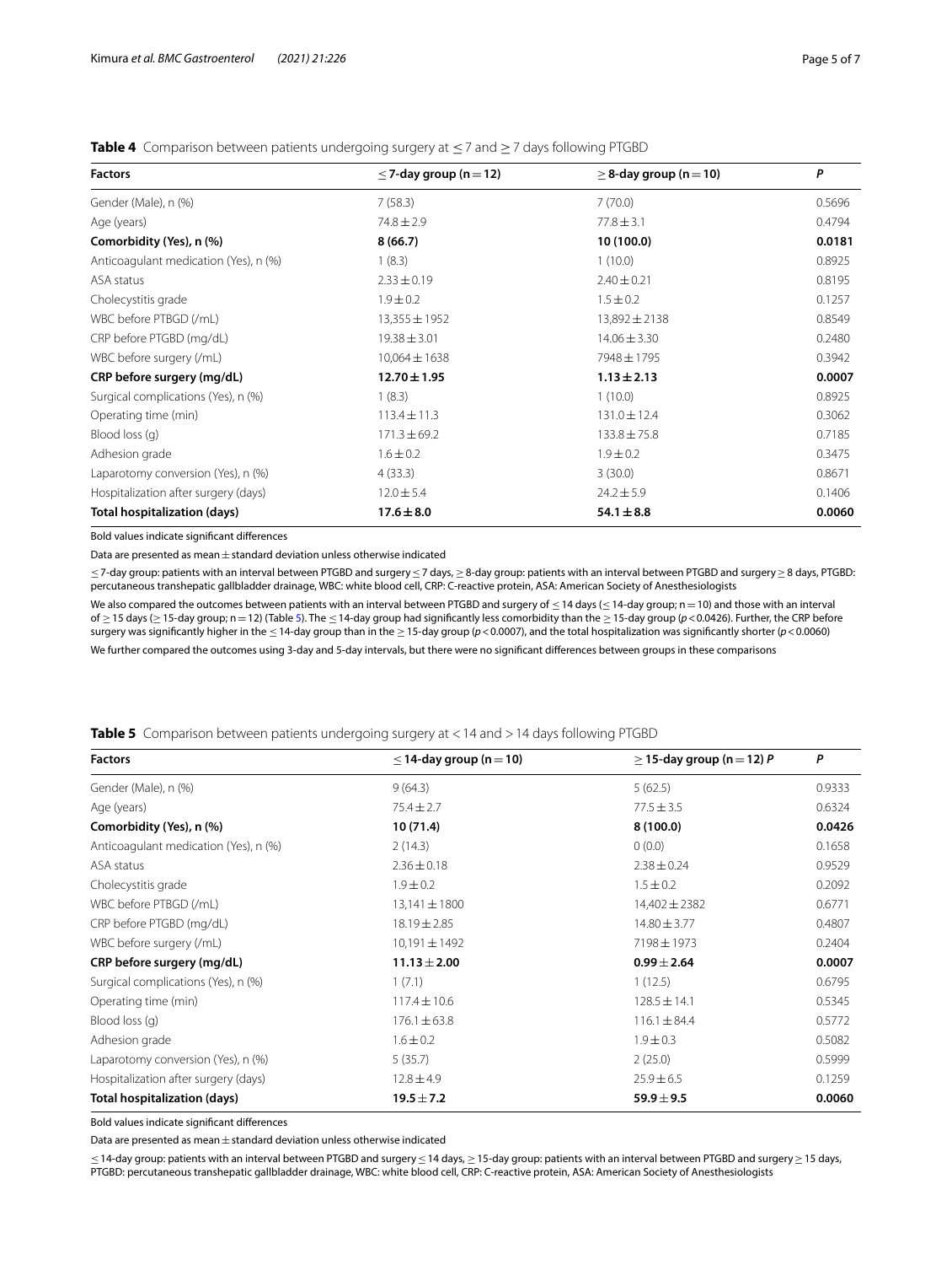**Table 4** Comparison between patients undergoing surgery at ≤ 7 and ≥ 7 days following PTGBD

| Factors | ≤ 7-day group (n = 12) | ≥ 8-day group (n = 10) | P |
|---|---|---|---|
| Gender (Male), n (%) | 7 (58.3) | 7 (70.0) | 0.5696 |
| Age (years) | 74.8 ± 2.9 | 77.8 ± 3.1 | 0.4794 |
| **Comorbidity (Yes), n (%)** | **8 (66.7)** | **10 (100.0)** | **0.0181** |
| Anticoagulant medication (Yes), n (%) | 1 (8.3) | 1 (10.0) | 0.8925 |
| ASA status | 2.33 ± 0.19 | 2.40 ± 0.21 | 0.8195 |
| Cholecystitis grade | 1.9 ± 0.2 | 1.5 ± 0.2 | 0.1257 |
| WBC before PTBGD (/mL) | 13,355 ± 1952 | 13,892 ± 2138 | 0.8549 |
| CRP before PTBGD (mg/dL) | 19.38 ± 3.01 | 14.06 ± 3.30 | 0.2480 |
| WBC before surgery (/mL) | 10,064 ± 1638 | 7948 ± 1795 | 0.3942 |
| **CRP before surgery (mg/dL)** | **12.70 ± 1.95** | **1.13 ± 2.13** | **0.0007** |
| Surgical complications (Yes), n (%) | 1 (8.3) | 1 (10.0) | 0.8925 |
| Operating time (min) | 113.4 ± 11.3 | 131.0 ± 12.4 | 0.3062 |
| Blood loss (g) | 171.3 ± 69.2 | 133.8 ± 75.8 | 0.7185 |
| Adhesion grade | 1.6 ± 0.2 | 1.9 ± 0.2 | 0.3475 |
| Laparotomy conversion (Yes), n (%) | 4 (33.3) | 3 (30.0) | 0.8671 |
| Hospitalization after surgery (days) | 12.0 ± 5.4 | 24.2 ± 5.9 | 0.1406 |
| **Total hospitalization (days)** | **17.6 ± 8.0** | **54.1 ± 8.8** | **0.0060** |

Bold values indicate significant differences

Data are presented as mean ± standard deviation unless otherwise indicated

≤ 7-day group: patients with an interval between PTGBD and surgery ≤ 7 days, ≥ 8-day group: patients with an interval between PTGBD and surgery ≥ 8 days, PTGBD: percutaneous transhepatic gallbladder drainage, WBC: white blood cell, CRP: C-reactive protein, ASA: American Society of Anesthesiologists

We also compared the outcomes between patients with an interval between PTGBD and surgery of ≤ 14 days (≤ 14-day group; n = 10) and those with an interval of ≥ 15 days (≥ 15-day group; n = 12) (Table 5). The ≤ 14-day group had significantly less comorbidity than the ≥ 15-day group ($p < 0.0426$). Further, the CRP before surgery was significantly higher in the ≤ 14-day group than in the ≥ 15-day group ($p < 0.0007$), and the total hospitalization was significantly shorter ($p < 0.0060$)

We further compared the outcomes using 3-day and 5-day intervals, but there were no significant differences between groups in these comparisons

**Table 5** Comparison between patients undergoing surgery at < 14 and > 14 days following PTGBD

| Factors | ≤ 14-day group (n = 10) | ≥ 15-day group (n = 12) P | P |
|---|---|---|---|
| Gender (Male), n (%) | 9 (64.3) | 5 (62.5) | 0.9333 |
| Age (years) | 75.4 ± 2.7 | 77.5 ± 3.5 | 0.6324 |
| **Comorbidity (Yes), n (%)** | **10 (71.4)** | **8 (100.0)** | **0.0426** |
| Anticoagulant medication (Yes), n (%) | 2 (14.3) | 0 (0.0) | 0.1658 |
| ASA status | 2.36 ± 0.18 | 2.38 ± 0.24 | 0.9529 |
| Cholecystitis grade | 1.9 ± 0.2 | 1.5 ± 0.2 | 0.2092 |
| WBC before PTBGD (/mL) | 13,141 ± 1800 | 14,402 ± 2382 | 0.6771 |
| CRP before PTBGD (mg/dL) | 18.19 ± 2.85 | 14.80 ± 3.77 | 0.4807 |
| WBC before surgery (/mL) | 10,191 ± 1492 | 7198 ± 1973 | 0.2404 |
| **CRP before surgery (mg/dL)** | **11.13 ± 2.00** | **0.99 ± 2.64** | **0.0007** |
| Surgical complications (Yes), n (%) | 1 (7.1) | 1 (12.5) | 0.6795 |
| Operating time (min) | 117.4 ± 10.6 | 128.5 ± 14.1 | 0.5345 |
| Blood loss (g) | 176.1 ± 63.8 | 116.1 ± 84.4 | 0.5772 |
| Adhesion grade | 1.6 ± 0.2 | 1.9 ± 0.3 | 0.5082 |
| Laparotomy conversion (Yes), n (%) | 5 (35.7) | 2 (25.0) | 0.5999 |
| Hospitalization after surgery (days) | 12.8 ± 4.9 | 25.9 ± 6.5 | 0.1259 |
| **Total hospitalization (days)** | **19.5 ± 7.2** | **59.9 ± 9.5** | **0.0060** |

Bold values indicate significant differences

Data are presented as mean ± standard deviation unless otherwise indicated

≤ 14-day group: patients with an interval between PTGBD and surgery ≤ 14 days, ≥ 15-day group: patients with an interval between PTGBD and surgery ≥ 15 days, PTGBD: percutaneous transhepatic gallbladder drainage, WBC: white blood cell, CRP: C-reactive protein, ASA: American Society of Anesthesiologists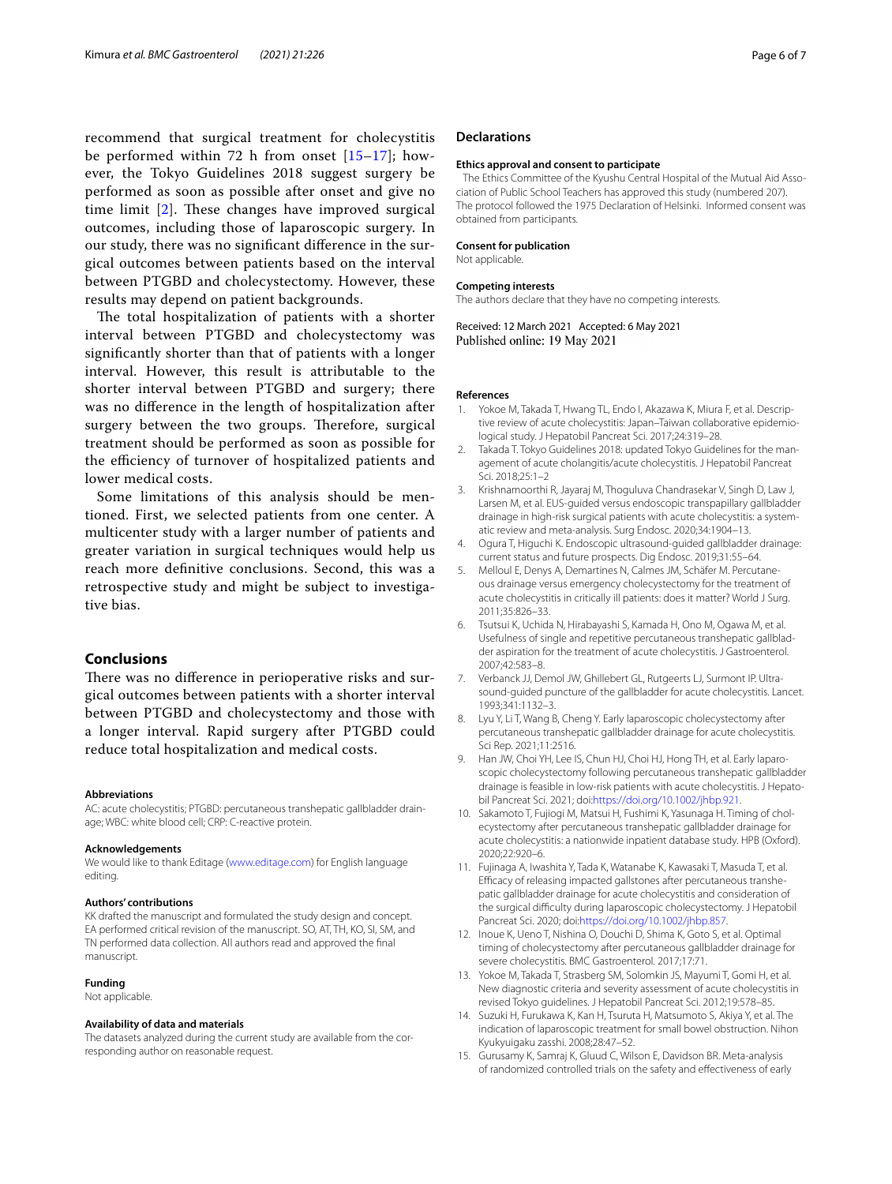recommend that surgical treatment for cholecystitis be performed within 72 h from onset [15–17]; however, the Tokyo Guidelines 2018 suggest surgery be performed as soon as possible after onset and give no time limit [2]. These changes have improved surgical outcomes, including those of laparoscopic surgery. In our study, there was no significant difference in the surgical outcomes between patients based on the interval between PTGBD and cholecystectomy. However, these results may depend on patient backgrounds.

The total hospitalization of patients with a shorter interval between PTGBD and cholecystectomy was significantly shorter than that of patients with a longer interval. However, this result is attributable to the shorter interval between PTGBD and surgery; there was no difference in the length of hospitalization after surgery between the two groups. Therefore, surgical treatment should be performed as soon as possible for the efficiency of turnover of hospitalized patients and lower medical costs.

Some limitations of this analysis should be mentioned. First, we selected patients from one center. A multicenter study with a larger number of patients and greater variation in surgical techniques would help us reach more definitive conclusions. Second, this was a retrospective study and might be subject to investigative bias.

## Conclusions

There was no difference in perioperative risks and surgical outcomes between patients with a shorter interval between PTGBD and cholecystectomy and those with a longer interval. Rapid surgery after PTGBD could reduce total hospitalization and medical costs.

#### Abbreviations

AC: acute cholecystitis; PTGBD: percutaneous transhepatic gallbladder drainage; WBC: white blood cell; CRP: C-reactive protein.

#### Acknowledgements

We would like to thank Editage (www.editage.com) for English language editing.

#### Authors' contributions

KK drafted the manuscript and formulated the study design and concept. EA performed critical revision of the manuscript. SO, AT, TH, KO, SI, SM, and TN performed data collection. All authors read and approved the final manuscript.

#### Funding

Not applicable.

#### Availability of data and materials

The datasets analyzed during the current study are available from the corresponding author on reasonable request.

## Declarations

#### Ethics approval and consent to participate

The Ethics Committee of the Kyushu Central Hospital of the Mutual Aid Association of Public School Teachers has approved this study (numbered 207). The protocol followed the 1975 Declaration of Helsinki. Informed consent was obtained from participants.

#### Consent for publication

Not applicable.

#### Competing interests

The authors declare that they have no competing interests.

Received: 12 March 2021 Accepted: 6 May 2021
Published online: 19 May 2021

#### References

1. Yokoe M, Takada T, Hwang TL, Endo I, Akazawa K, Miura F, et al. Descriptive review of acute cholecystitis: Japan–Taiwan collaborative epidemiological study. J Hepatobil Pancreat Sci. 2017;24:319–28.
2. Takada T. Tokyo Guidelines 2018: updated Tokyo Guidelines for the management of acute cholangitis/acute cholecystitis. J Hepatobil Pancreat Sci. 2018;25:1–2
3. Krishnamoorthi R, Jayaraj M, Thoguluva Chandrasekar V, Singh D, Law J, Larsen M, et al. EUS-guided versus endoscopic transpapillary gallbladder drainage in high-risk surgical patients with acute cholecystitis: a systematic review and meta-analysis. Surg Endosc. 2020;34:1904–13.
4. Ogura T, Higuchi K. Endoscopic ultrasound-guided gallbladder drainage: current status and future prospects. Dig Endosc. 2019;31:55–64.
5. Melloul E, Denys A, Demartines N, Calmes JM, Schäfer M. Percutaneous drainage versus emergency cholecystectomy for the treatment of acute cholecystitis in critically ill patients: does it matter? World J Surg. 2011;35:826–33.
6. Tsutsui K, Uchida N, Hirabayashi S, Kamada H, Ono M, Ogawa M, et al. Usefulness of single and repetitive percutaneous transhepatic gallbladder aspiration for the treatment of acute cholecystitis. J Gastroenterol. 2007;42:583–8.
7. Verbanck JJ, Demol JW, Ghillebert GL, Rutgeerts LJ, Surmont IP. Ultrasound-guided puncture of the gallbladder for acute cholecystitis. Lancet. 1993;341:1132–3.
8. Lyu Y, Li T, Wang B, Cheng Y. Early laparoscopic cholecystectomy after percutaneous transhepatic gallbladder drainage for acute cholecystitis. Sci Rep. 2021;11:2516.
9. Han JW, Choi YH, Lee IS, Chun HJ, Choi HJ, Hong TH, et al. Early laparoscopic cholecystectomy following percutaneous transhepatic gallbladder drainage is feasible in low-risk patients with acute cholecystitis. J Hepatobil Pancreat Sci. 2021; doi:https://doi.org/10.1002/jhbp.921.
10. Sakamoto T, Fujiogi M, Matsui H, Fushimi K, Yasunaga H. Timing of cholecystectomy after percutaneous transhepatic gallbladder drainage for acute cholecystitis: a nationwide inpatient database study. HPB (Oxford). 2020;22:920–6.
11. Fujinaga A, Iwashita Y, Tada K, Watanabe K, Kawasaki T, Masuda T, et al. Efficacy of releasing impacted gallstones after percutaneous transhepatic gallbladder drainage for acute cholecystitis and consideration of the surgical difficulty during laparoscopic cholecystectomy. J Hepatobil Pancreat Sci. 2020; doi:https://doi.org/10.1002/jhbp.857.
12. Inoue K, Ueno T, Nishina O, Douchi D, Shima K, Goto S, et al. Optimal timing of cholecystectomy after percutaneous gallbladder drainage for severe cholecystitis. BMC Gastroenterol. 2017;17:71.
13. Yokoe M, Takada T, Strasberg SM, Solomkin JS, Mayumi T, Gomi H, et al. New diagnostic criteria and severity assessment of acute cholecystitis in revised Tokyo guidelines. J Hepatobil Pancreat Sci. 2012;19:578–85.
14. Suzuki H, Furukawa K, Kan H, Tsuruta H, Matsumoto S, Akiya Y, et al. The indication of laparoscopic treatment for small bowel obstruction. Nihon Kyukyuigaku zasshi. 2008;28:47–52.
15. Gurusamy K, Samraj K, Gluud C, Wilson E, Davidson BR. Meta-analysis of randomized controlled trials on the safety and effectiveness of early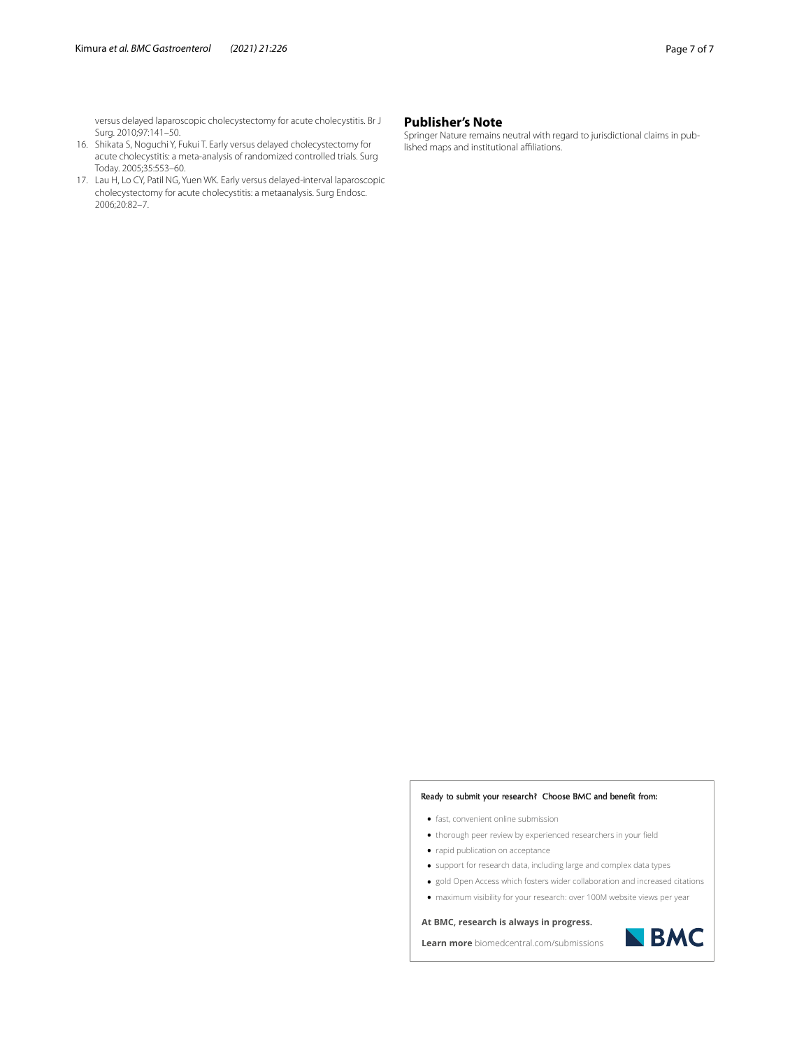versus delayed laparoscopic cholecystectomy for acute cholecystitis. Br J Surg. 2010;97:141–50.

16. Shikata S, Noguchi Y, Fukui T. Early versus delayed cholecystectomy for acute cholecystitis: a meta-analysis of randomized controlled trials. Surg Today. 2005;35:553–60.
17. Lau H, Lo CY, Patil NG, Yuen WK. Early versus delayed-interval laparoscopic cholecystectomy for acute cholecystitis: a metaanalysis. Surg Endosc. 2006;20:82–7.

## Publisher's Note

Springer Nature remains neutral with regard to jurisdictional claims in published maps and institutional affiliations.

Ready to submit your research? Choose BMC and benefit from:

- fast, convenient online submission
- thorough peer review by experienced researchers in your field
- rapid publication on acceptance
- support for research data, including large and complex data types
- gold Open Access which fosters wider collaboration and increased citations
- maximum visibility for your research: over 100M website views per year

**At BMC, research is always in progress.**

**Learn more** biomedcentral.com/submissions

BMC